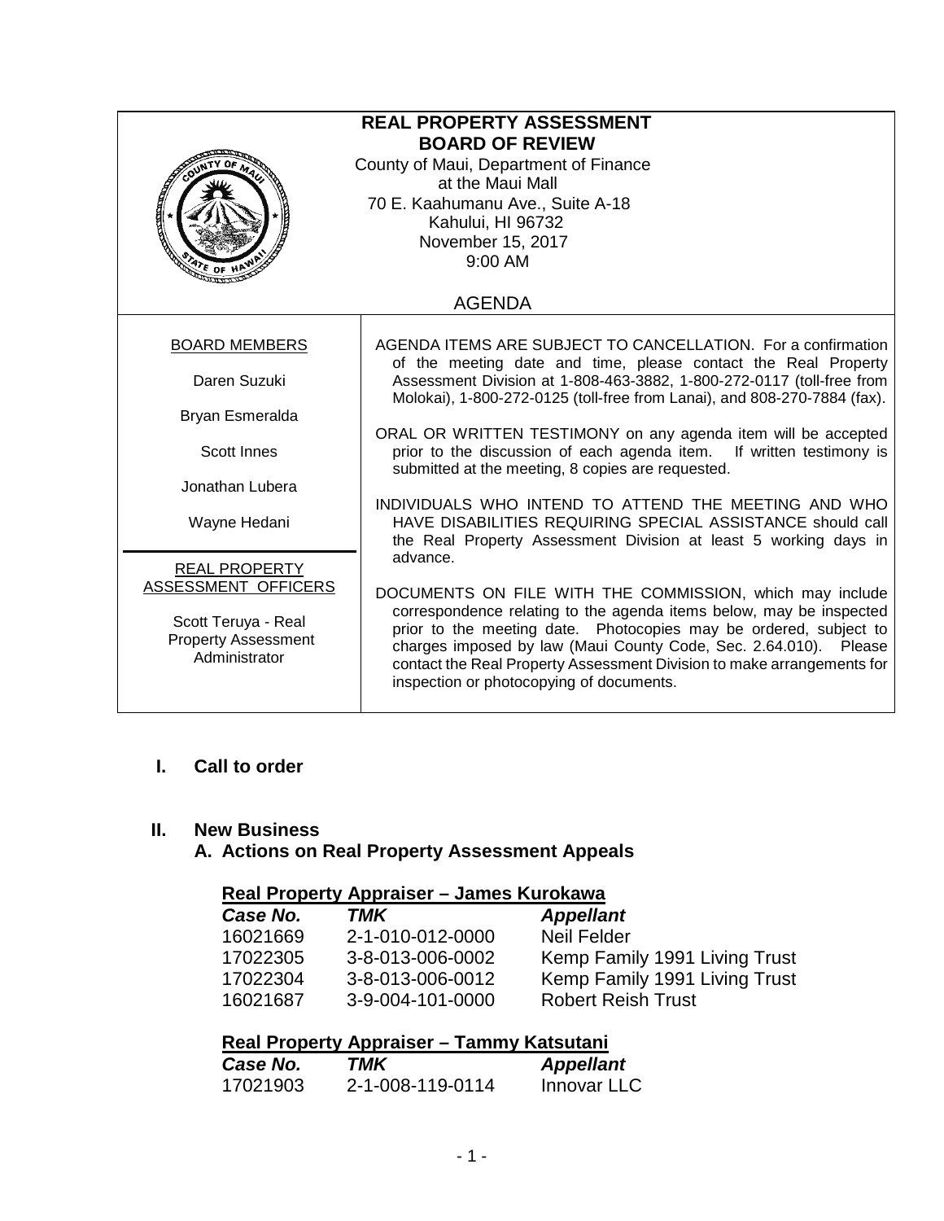# REAL PROPERTY ASSESSMENT BOARD OF REVIEW

County of Maui, Department of Finance
at the Maui Mall
70 E. Kaahumanu Ave., Suite A-18
Kahului, HI 96732
November 15, 2017
9:00 AM

AGENDA

**BOARD MEMBERS**

Daren Suzuki

Bryan Esmeralda

Scott Innes

Jonathan Lubera

Wayne Hedani

**REAL PROPERTY ASSESSMENT OFFICERS**

Scott Teruya - Real Property Assessment Administrator

AGENDA ITEMS ARE SUBJECT TO CANCELLATION. For a confirmation of the meeting date and time, please contact the Real Property Assessment Division at 1-808-463-3882, 1-800-272-0117 (toll-free from Molokai), 1-800-272-0125 (toll-free from Lanai), and 808-270-7884 (fax).

ORAL OR WRITTEN TESTIMONY on any agenda item will be accepted prior to the discussion of each agenda item. If written testimony is submitted at the meeting, 8 copies are requested.

INDIVIDUALS WHO INTEND TO ATTEND THE MEETING AND WHO HAVE DISABILITIES REQUIRING SPECIAL ASSISTANCE should call the Real Property Assessment Division at least 5 working days in advance.

DOCUMENTS ON FILE WITH THE COMMISSION, which may include correspondence relating to the agenda items below, may be inspected prior to the meeting date. Photocopies may be ordered, subject to charges imposed by law (Maui County Code, Sec. 2.64.010). Please contact the Real Property Assessment Division to make arrangements for inspection or photocopying of documents.

## I. Call to order

## II. New Business

### A. Actions on Real Property Assessment Appeals

**Real Property Appraiser – James Kurokawa**

| *Case No.* | *TMK* | *Appellant* |
|---|---|---|
| 16021669 | 2-1-010-012-0000 | Neil Felder |
| 17022305 | 3-8-013-006-0002 | Kemp Family 1991 Living Trust |
| 17022304 | 3-8-013-006-0012 | Kemp Family 1991 Living Trust |
| 16021687 | 3-9-004-101-0000 | Robert Reish Trust |

**Real Property Appraiser – Tammy Katsutani**

| *Case No.* | *TMK* | *Appellant* |
|---|---|---|
| 17021903 | 2-1-008-119-0114 | Innovar LLC |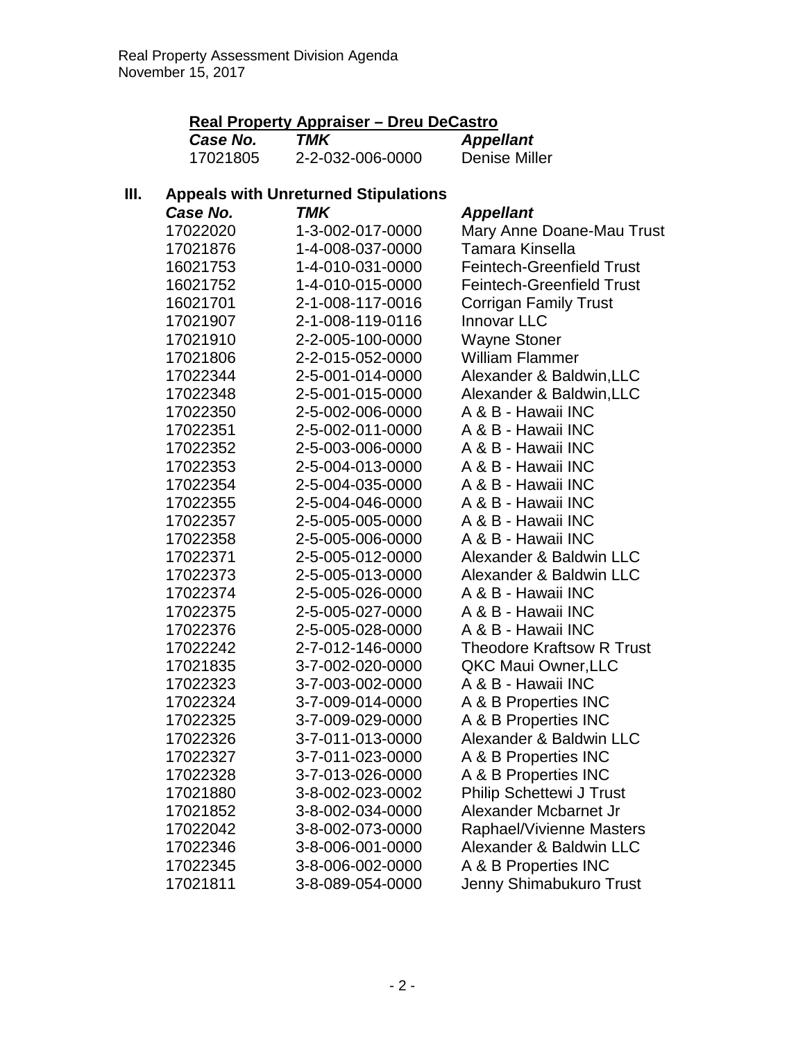### Real Property Appraiser – Dreu DeCastro

| *Case No.* | *TMK* | *Appellant* |
|---|---|---|
| 17021805 | 2-2-032-006-0000 | Denise Miller |

## III. Appeals with Unreturned Stipulations

| *Case No.* | *TMK* | *Appellant* |
|---|---|---|
| 17022020 | 1-3-002-017-0000 | Mary Anne Doane-Mau Trust |
| 17021876 | 1-4-008-037-0000 | Tamara Kinsella |
| 16021753 | 1-4-010-031-0000 | Feintech-Greenfield Trust |
| 16021752 | 1-4-010-015-0000 | Feintech-Greenfield Trust |
| 16021701 | 2-1-008-117-0016 | Corrigan Family Trust |
| 17021907 | 2-1-008-119-0116 | Innovar LLC |
| 17021910 | 2-2-005-100-0000 | Wayne Stoner |
| 17021806 | 2-2-015-052-0000 | William Flammer |
| 17022344 | 2-5-001-014-0000 | Alexander & Baldwin,LLC |
| 17022348 | 2-5-001-015-0000 | Alexander & Baldwin,LLC |
| 17022350 | 2-5-002-006-0000 | A & B - Hawaii INC |
| 17022351 | 2-5-002-011-0000 | A & B - Hawaii INC |
| 17022352 | 2-5-003-006-0000 | A & B - Hawaii INC |
| 17022353 | 2-5-004-013-0000 | A & B - Hawaii INC |
| 17022354 | 2-5-004-035-0000 | A & B - Hawaii INC |
| 17022355 | 2-5-004-046-0000 | A & B - Hawaii INC |
| 17022357 | 2-5-005-005-0000 | A & B - Hawaii INC |
| 17022358 | 2-5-005-006-0000 | A & B - Hawaii INC |
| 17022371 | 2-5-005-012-0000 | Alexander & Baldwin LLC |
| 17022373 | 2-5-005-013-0000 | Alexander & Baldwin LLC |
| 17022374 | 2-5-005-026-0000 | A & B - Hawaii INC |
| 17022375 | 2-5-005-027-0000 | A & B - Hawaii INC |
| 17022376 | 2-5-005-028-0000 | A & B - Hawaii INC |
| 17022242 | 2-7-012-146-0000 | Theodore Kraftsow R Trust |
| 17021835 | 3-7-002-020-0000 | QKC Maui Owner,LLC |
| 17022323 | 3-7-003-002-0000 | A & B - Hawaii INC |
| 17022324 | 3-7-009-014-0000 | A & B Properties INC |
| 17022325 | 3-7-009-029-0000 | A & B Properties INC |
| 17022326 | 3-7-011-013-0000 | Alexander & Baldwin LLC |
| 17022327 | 3-7-011-023-0000 | A & B Properties INC |
| 17022328 | 3-7-013-026-0000 | A & B Properties INC |
| 17021880 | 3-8-002-023-0002 | Philip Schettewi J Trust |
| 17021852 | 3-8-002-034-0000 | Alexander Mcbarnet Jr |
| 17022042 | 3-8-002-073-0000 | Raphael/Vivienne Masters |
| 17022346 | 3-8-006-001-0000 | Alexander & Baldwin LLC |
| 17022345 | 3-8-006-002-0000 | A & B Properties INC |
| 17021811 | 3-8-089-054-0000 | Jenny Shimabukuro Trust |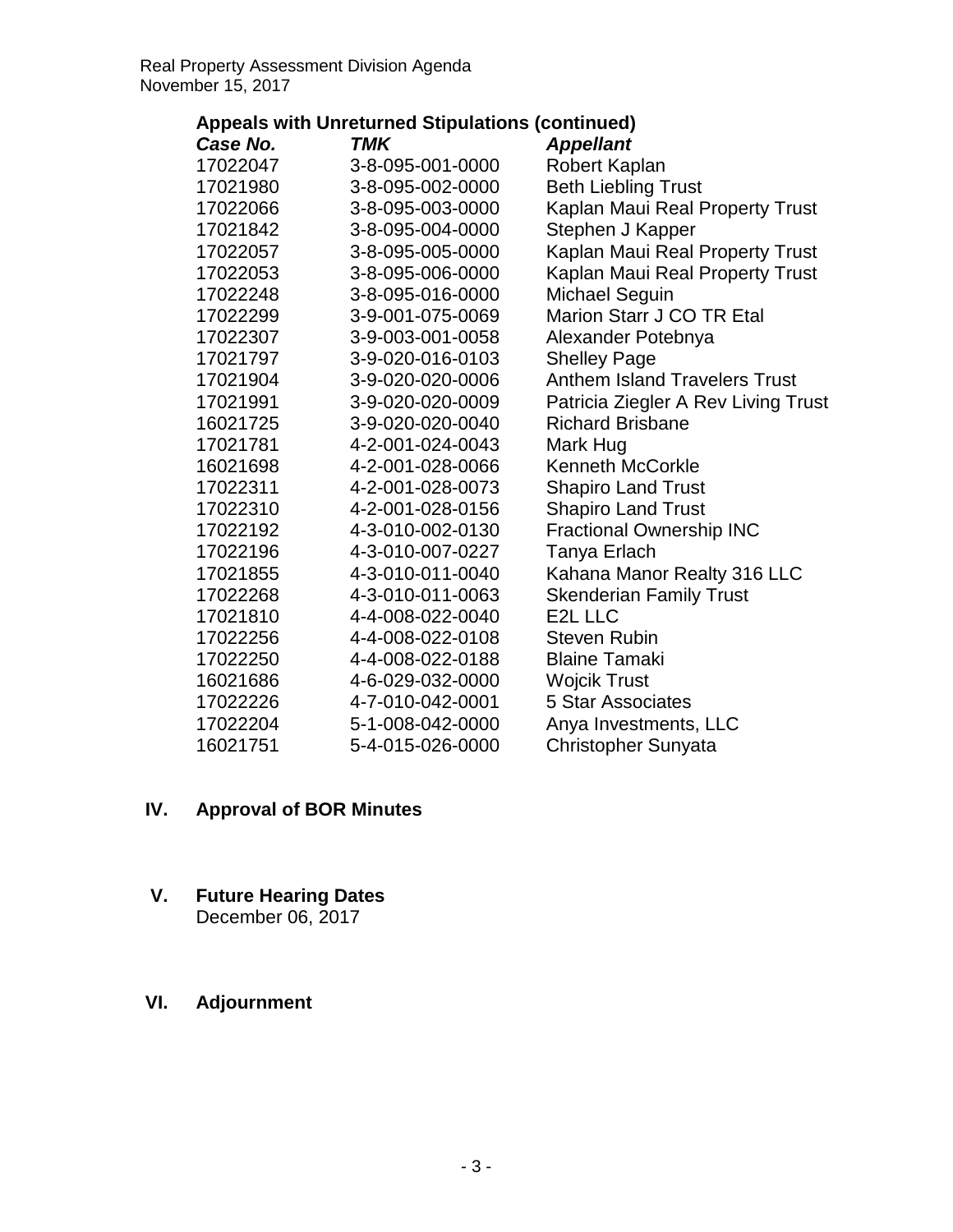### Appeals with Unreturned Stipulations (continued)

| *Case No.* | *TMK* | *Appellant* |
|---|---|---|
| 17022047 | 3-8-095-001-0000 | Robert Kaplan |
| 17021980 | 3-8-095-002-0000 | Beth Liebling Trust |
| 17022066 | 3-8-095-003-0000 | Kaplan Maui Real Property Trust |
| 17021842 | 3-8-095-004-0000 | Stephen J Kapper |
| 17022057 | 3-8-095-005-0000 | Kaplan Maui Real Property Trust |
| 17022053 | 3-8-095-006-0000 | Kaplan Maui Real Property Trust |
| 17022248 | 3-8-095-016-0000 | Michael Seguin |
| 17022299 | 3-9-001-075-0069 | Marion Starr J CO TR Etal |
| 17022307 | 3-9-003-001-0058 | Alexander Potebnya |
| 17021797 | 3-9-020-016-0103 | Shelley Page |
| 17021904 | 3-9-020-020-0006 | Anthem Island Travelers Trust |
| 17021991 | 3-9-020-020-0009 | Patricia Ziegler A Rev Living Trust |
| 16021725 | 3-9-020-020-0040 | Richard Brisbane |
| 17021781 | 4-2-001-024-0043 | Mark Hug |
| 16021698 | 4-2-001-028-0066 | Kenneth McCorkle |
| 17022311 | 4-2-001-028-0073 | Shapiro Land Trust |
| 17022310 | 4-2-001-028-0156 | Shapiro Land Trust |
| 17022192 | 4-3-010-002-0130 | Fractional Ownership INC |
| 17022196 | 4-3-010-007-0227 | Tanya Erlach |
| 17021855 | 4-3-010-011-0040 | Kahana Manor Realty 316 LLC |
| 17022268 | 4-3-010-011-0063 | Skenderian Family Trust |
| 17021810 | 4-4-008-022-0040 | E2L LLC |
| 17022256 | 4-4-008-022-0108 | Steven Rubin |
| 17022250 | 4-4-008-022-0188 | Blaine Tamaki |
| 16021686 | 4-6-029-032-0000 | Wojcik Trust |
| 17022226 | 4-7-010-042-0001 | 5 Star Associates |
| 17022204 | 5-1-008-042-0000 | Anya Investments, LLC |
| 16021751 | 5-4-015-026-0000 | Christopher Sunyata |

## IV. Approval of BOR Minutes

## V. Future Hearing Dates

December 06, 2017

## VI. Adjournment